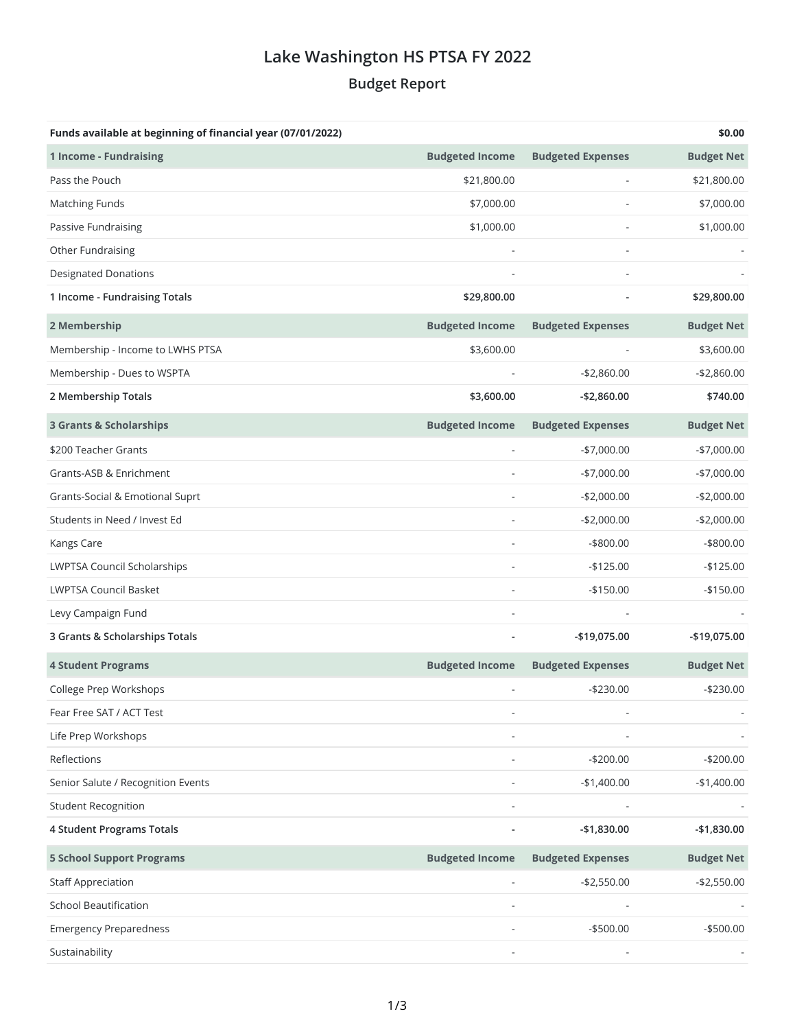# Lake Washington HS PTSA FY 2022

## Budget Report

| Funds available at beginning of financial year (07/01/2022) | | | $0.00 |
|---|---|---|---|
| **1 Income - Fundraising** | **Budgeted Income** | **Budgeted Expenses** | **Budget Net** |
| Pass the Pouch | $21,800.00 | - | $21,800.00 |
| Matching Funds | $7,000.00 | - | $7,000.00 |
| Passive Fundraising | $1,000.00 | - | $1,000.00 |
| Other Fundraising | - | - | - |
| Designated Donations | - | - | - |
| **1 Income - Fundraising Totals** | **$29,800.00** | **-** | **$29,800.00** |
| **2 Membership** | **Budgeted Income** | **Budgeted Expenses** | **Budget Net** |
| Membership - Income to LWHS PTSA | $3,600.00 | - | $3,600.00 |
| Membership - Dues to WSPTA | - | -$2,860.00 | -$2,860.00 |
| **2 Membership Totals** | **$3,600.00** | **-$2,860.00** | **$740.00** |
| **3 Grants & Scholarships** | **Budgeted Income** | **Budgeted Expenses** | **Budget Net** |
| $200 Teacher Grants | - | -$7,000.00 | -$7,000.00 |
| Grants-ASB & Enrichment | - | -$7,000.00 | -$7,000.00 |
| Grants-Social & Emotional Suprt | - | -$2,000.00 | -$2,000.00 |
| Students in Need / Invest Ed | - | -$2,000.00 | -$2,000.00 |
| Kangs Care | - | -$800.00 | -$800.00 |
| LWPTSA Council Scholarships | - | -$125.00 | -$125.00 |
| LWPTSA Council Basket | - | -$150.00 | -$150.00 |
| Levy Campaign Fund | - | - | - |
| **3 Grants & Scholarships Totals** | **-** | **-$19,075.00** | **-$19,075.00** |
| **4 Student Programs** | **Budgeted Income** | **Budgeted Expenses** | **Budget Net** |
| College Prep Workshops | - | -$230.00 | -$230.00 |
| Fear Free SAT / ACT Test | - | - | - |
| Life Prep Workshops | - | - | - |
| Reflections | - | -$200.00 | -$200.00 |
| Senior Salute / Recognition Events | - | -$1,400.00 | -$1,400.00 |
| Student Recognition | - | - | - |
| **4 Student Programs Totals** | **-** | **-$1,830.00** | **-$1,830.00** |
| **5 School Support Programs** | **Budgeted Income** | **Budgeted Expenses** | **Budget Net** |
| Staff Appreciation | - | -$2,550.00 | -$2,550.00 |
| School Beautification | - | - | - |
| Emergency Preparedness | - | -$500.00 | -$500.00 |
| Sustainability | - | - | - |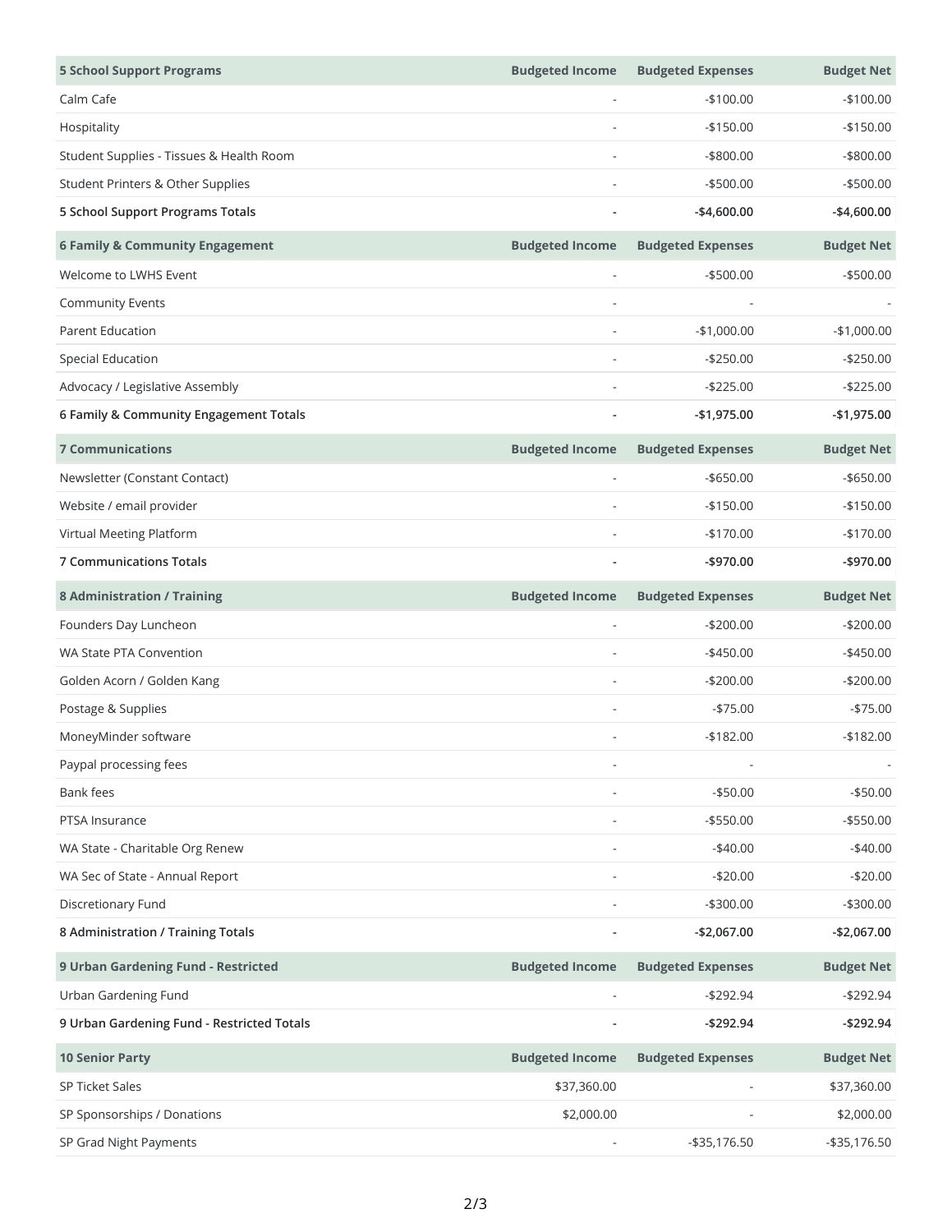| 5 School Support Programs | Budgeted Income | Budgeted Expenses | Budget Net |
|---|---|---|---|
| Calm Cafe | - | -$100.00 | -$100.00 |
| Hospitality | - | -$150.00 | -$150.00 |
| Student Supplies - Tissues & Health Room | - | -$800.00 | -$800.00 |
| Student Printers & Other Supplies | - | -$500.00 | -$500.00 |
| **5 School Support Programs Totals** | **-** | **-$4,600.00** | **-$4,600.00** |

| 6 Family & Community Engagement | Budgeted Income | Budgeted Expenses | Budget Net |
|---|---|---|---|
| Welcome to LWHS Event | - | -$500.00 | -$500.00 |
| Community Events | - | - | - |
| Parent Education | - | -$1,000.00 | -$1,000.00 |
| Special Education | - | -$250.00 | -$250.00 |
| Advocacy / Legislative Assembly | - | -$225.00 | -$225.00 |
| **6 Family & Community Engagement Totals** | **-** | **-$1,975.00** | **-$1,975.00** |

| 7 Communications | Budgeted Income | Budgeted Expenses | Budget Net |
|---|---|---|---|
| Newsletter (Constant Contact) | - | -$650.00 | -$650.00 |
| Website / email provider | - | -$150.00 | -$150.00 |
| Virtual Meeting Platform | - | -$170.00 | -$170.00 |
| **7 Communications Totals** | **-** | **-$970.00** | **-$970.00** |

| 8 Administration / Training | Budgeted Income | Budgeted Expenses | Budget Net |
|---|---|---|---|
| Founders Day Luncheon | - | -$200.00 | -$200.00 |
| WA State PTA Convention | - | -$450.00 | -$450.00 |
| Golden Acorn / Golden Kang | - | -$200.00 | -$200.00 |
| Postage & Supplies | - | -$75.00 | -$75.00 |
| MoneyMinder software | - | -$182.00 | -$182.00 |
| Paypal processing fees | - | - | - |
| Bank fees | - | -$50.00 | -$50.00 |
| PTSA Insurance | - | -$550.00 | -$550.00 |
| WA State - Charitable Org Renew | - | -$40.00 | -$40.00 |
| WA Sec of State - Annual Report | - | -$20.00 | -$20.00 |
| Discretionary Fund | - | -$300.00 | -$300.00 |
| **8 Administration / Training Totals** | **-** | **-$2,067.00** | **-$2,067.00** |

| 9 Urban Gardening Fund - Restricted | Budgeted Income | Budgeted Expenses | Budget Net |
|---|---|---|---|
| Urban Gardening Fund | - | -$292.94 | -$292.94 |
| **9 Urban Gardening Fund - Restricted Totals** | **-** | **-$292.94** | **-$292.94** |

| 10 Senior Party | Budgeted Income | Budgeted Expenses | Budget Net |
|---|---|---|---|
| SP Ticket Sales | $37,360.00 | - | $37,360.00 |
| SP Sponsorships / Donations | $2,000.00 | - | $2,000.00 |
| SP Grad Night Payments | - | -$35,176.50 | -$35,176.50 |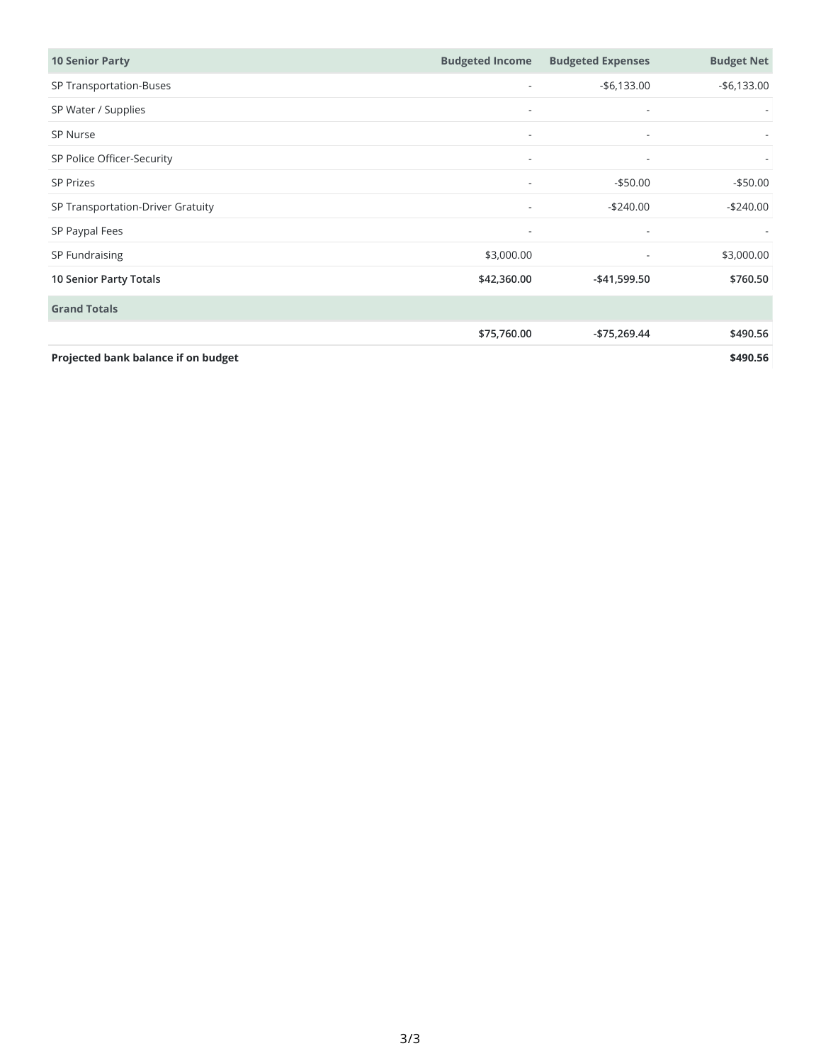| 10 Senior Party | Budgeted Income | Budgeted Expenses | Budget Net |
| --- | --- | --- | --- |
| SP Transportation-Buses | - | -$6,133.00 | -$6,133.00 |
| SP Water / Supplies | - | - | - |
| SP Nurse | - | - | - |
| SP Police Officer-Security | - | - | - |
| SP Prizes | - | -$50.00 | -$50.00 |
| SP Transportation-Driver Gratuity | - | -$240.00 | -$240.00 |
| SP Paypal Fees | - | - | - |
| SP Fundraising | $3,000.00 | - | $3,000.00 |
| **10 Senior Party Totals** | **$42,360.00** | **-$41,599.50** | **$760.50** |
| **Grand Totals** | | | |
| | **$75,760.00** | **-$75,269.44** | **$490.56** |
| **Projected bank balance if on budget** | | | **$490.56** |